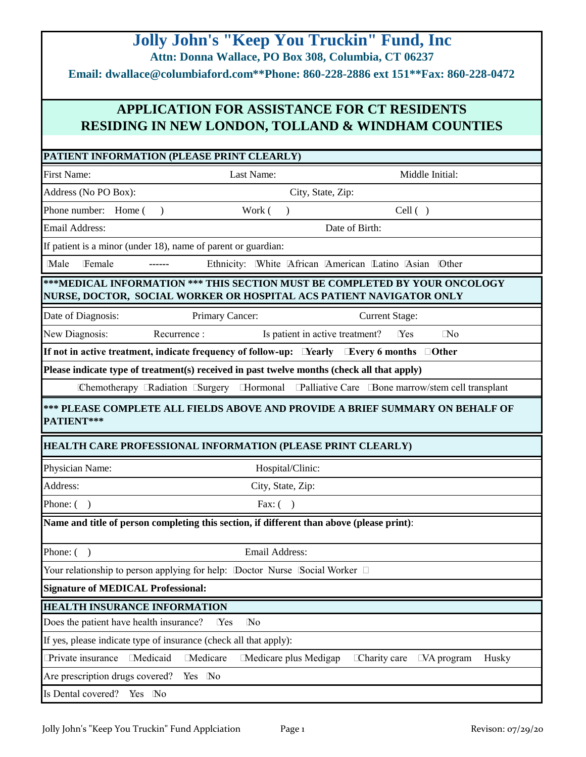# Jolly John's "Keep You Truckin" Fund, Inc

**Attn: Donna Wallace, PO Box 308, Columbia, CT 06237**

**Email: dwallace@columbiaford.com**Phone: 860-228-2886 ext 151**Fax: 860-228-0472**

## APPLICATION FOR ASSISTANCE FOR CT RESIDENTS RESIDING IN NEW LONDON, TOLLAND & WINDHAM COUNTIES

### PATIENT INFORMATION (PLEASE PRINT CLEARLY)

First Name: Last Name: Middle Initial:

Address (No PO Box): City, State, Zip:

Phone number: Home ( ) Work ( ) Cell ( )

Email Address: Date of Birth:

If patient is a minor (under 18), name of parent or guardian:

☐Male ☐Female ------ Ethnicity: ☐White ☐African ☐American ☐Latino ☐Asian ☐Other

### ***MEDICAL INFORMATION *** THIS SECTION MUST BE COMPLETED BY YOUR ONCOLOGY NURSE, DOCTOR, SOCIAL WORKER OR HOSPITAL ACS PATIENT NAVIGATOR ONLY

Date of Diagnosis: Primary Cancer: Current Stage:

New Diagnosis: Recurrence : Is patient in active treatment? ☐Yes ☐No

**If not in active treatment, indicate frequency of follow-up: ☐Yearly ☐Every 6 months ☐Other**

**Please indicate type of treatment(s) received in past twelve months (check all that apply)**

☐Chemotherapy ☐Radiation ☐Surgery ☐Hormonal ☐Palliative Care ☐Bone marrow/stem cell transplant

**\*** PLEASE COMPLETE ALL FIELDS ABOVE AND PROVIDE A BRIEF SUMMARY ON BEHALF OF PATIENT*****

### HEALTH CARE PROFESSIONAL INFORMATION (PLEASE PRINT CLEARLY)

Physician Name: Hospital/Clinic:

Address: City, State, Zip:

Phone: ( ) Fax: ( )

**Name and title of person completing this section, if different than above (please print)**:

Phone: ( ) Email Address:

Your relationship to person applying for help: ☐Doctor ☐Nurse ☐Social Worker ☐

**Signature of MEDICAL Professional:**

### HEALTH INSURANCE INFORMATION

Does the patient have health insurance? ☐Yes ☐No

If yes, please indicate type of insurance (check all that apply):

☐Private insurance ☐Medicaid ☐Medicare ☐Medicare plus Medigap ☐Charity care ☐VA program ☐Husky

Are prescription drugs covered? ☐Yes ☐No

Is Dental covered? ☐Yes ☐No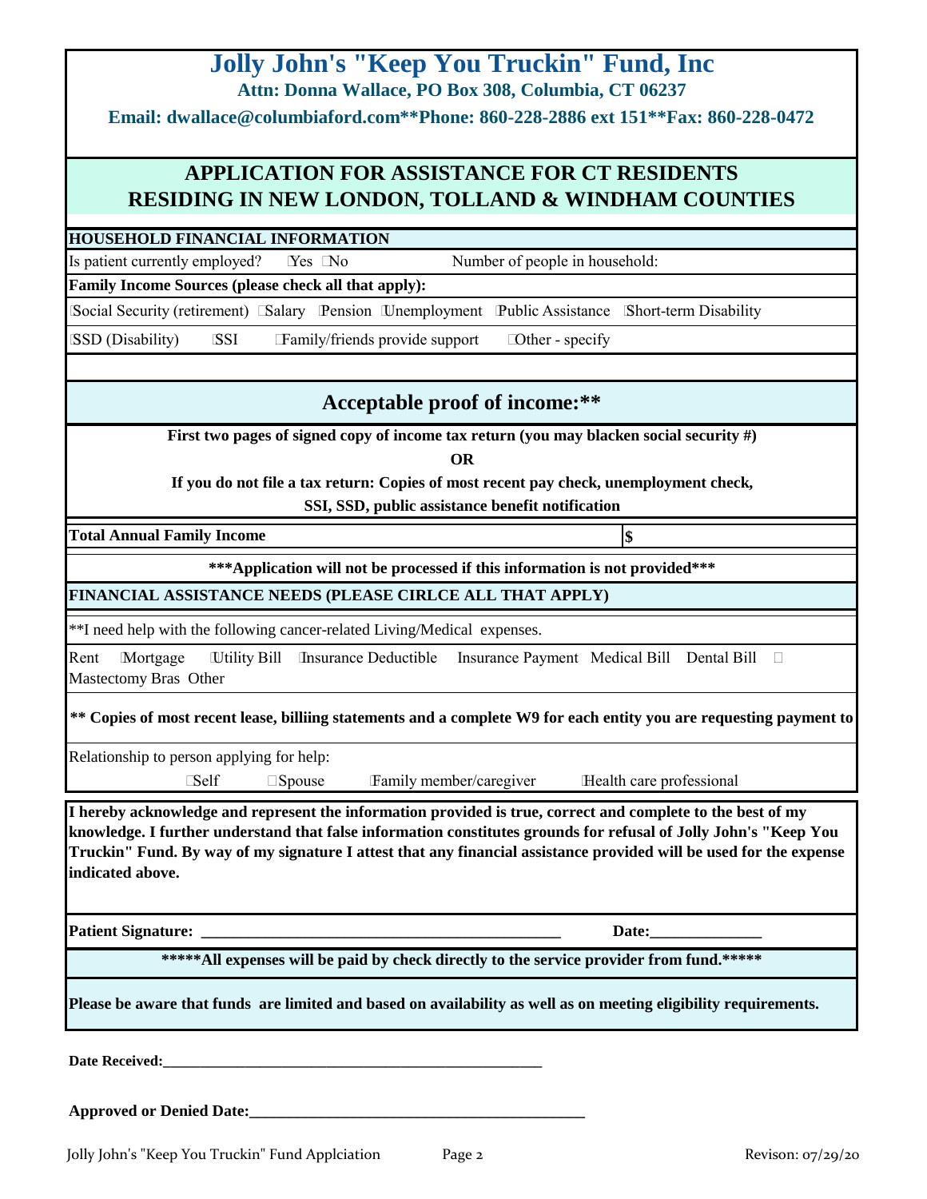# Jolly John's "Keep You Truckin" Fund, Inc

**Attn: Donna Wallace, PO Box 308, Columbia, CT 06237**

**Email: dwallace@columbiaford.com**Phone: 860-228-2886 ext 151**Fax: 860-228-0472**

## APPLICATION FOR ASSISTANCE FOR CT RESIDENTS RESIDING IN NEW LONDON, TOLLAND & WINDHAM COUNTIES

**HOUSEHOLD FINANCIAL INFORMATION**

Is patient currently employed? ☐Yes ☐No Number of people in household:

**Family Income Sources (please check all that apply):**

☐Social Security (retirement) ☐Salary ☐Pension ☐Unemployment ☐Public Assistance ☐Short-term Disability

☐SSD (Disability) ☐SSI ☐Family/friends provide support ☐Other - specify

## Acceptable proof of income:**

**First two pages of signed copy of income tax return (you may blacken social security #)**

**OR**

**If you do not file a tax return: Copies of most recent pay check, unemployment check, SSI, SSD, public assistance benefit notification**

| **Total Annual Family Income** | **$** |
|---|---|

**\*\*\*Application will not be processed if this information is not provided\*\*\***

**FINANCIAL ASSISTANCE NEEDS (PLEASE CIRLCE ALL THAT APPLY)**

**I need help with the following cancer-related Living/Medical expenses.

Rent ☐Mortgage ☐Utility Bill ☐Insurance Deductible Insurance Payment Medical Bill Dental Bill ☐ Mastectomy Bras Other

**** Copies of most recent lease, billiing statements and a complete W9 for each entity you are requesting payment to**

Relationship to person applying for help:

☐Self ☐Spouse ☐Family member/caregiver ☐Health care professional

**I hereby acknowledge and represent the information provided is true, correct and complete to the best of my knowledge. I further understand that false information constitutes grounds for refusal of Jolly John's "Keep You Truckin" Fund. By way of my signature I attest that any financial assistance provided will be used for the expense indicated above.**

**Patient Signature: _____________________________________________ Date:______________**

**\*\*\*\*\*All expenses will be paid by check directly to the service provider from fund.\*\*\*\*\***

**Please be aware that funds are limited and based on availability as well as on meeting eligibility requirements.**

**Date Received:___________________________________________________**

**Approved or Denied Date:___________________________________________**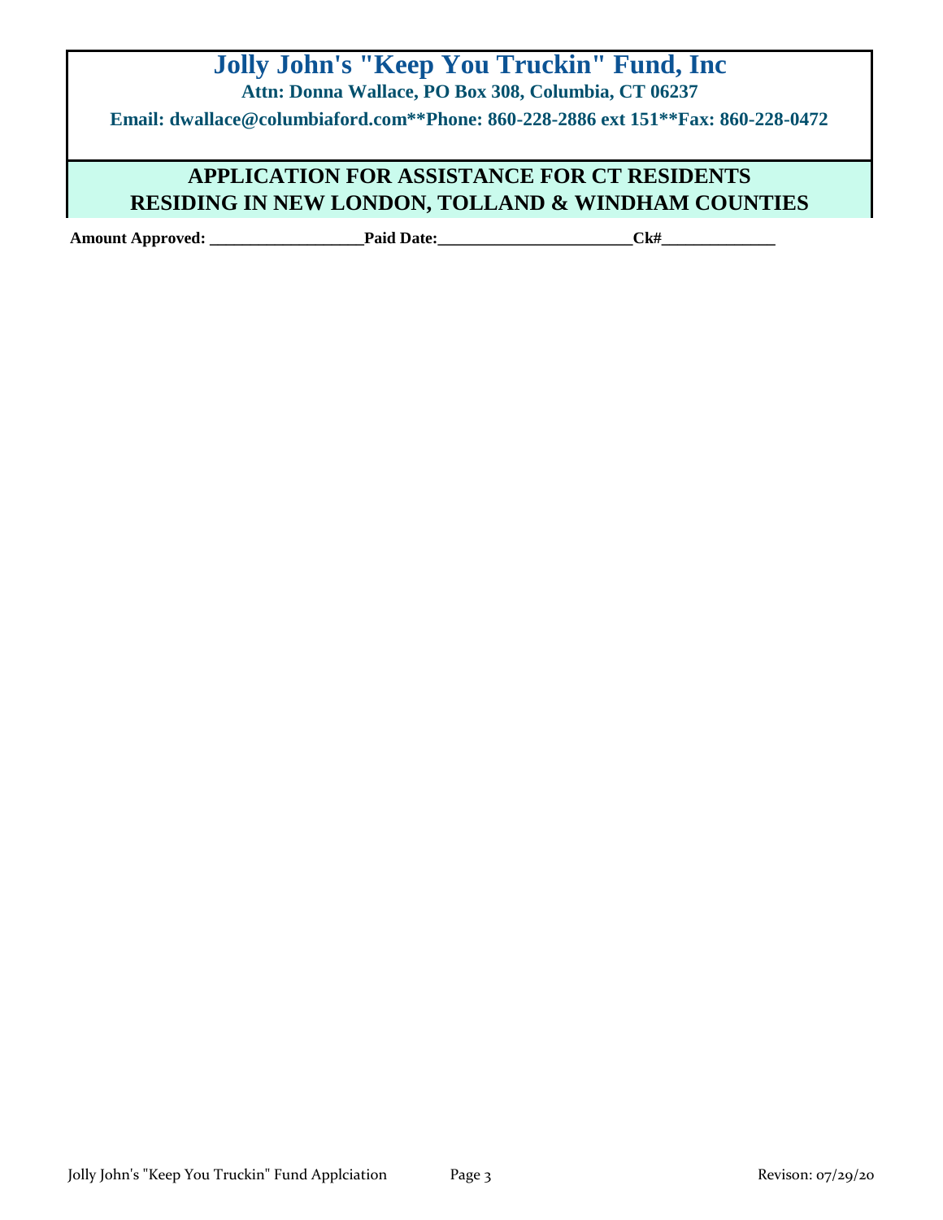# Jolly John's "Keep You Truckin" Fund, Inc

**Attn: Donna Wallace, PO Box 308, Columbia, CT 06237**

**Email: dwallace@columbiaford.com**Phone: 860-228-2886 ext 151**Fax: 860-228-0472**

## APPLICATION FOR ASSISTANCE FOR CT RESIDENTS RESIDING IN NEW LONDON, TOLLAND & WINDHAM COUNTIES

**Amount Approved: ___________________Paid Date:________________________Ck#______________**